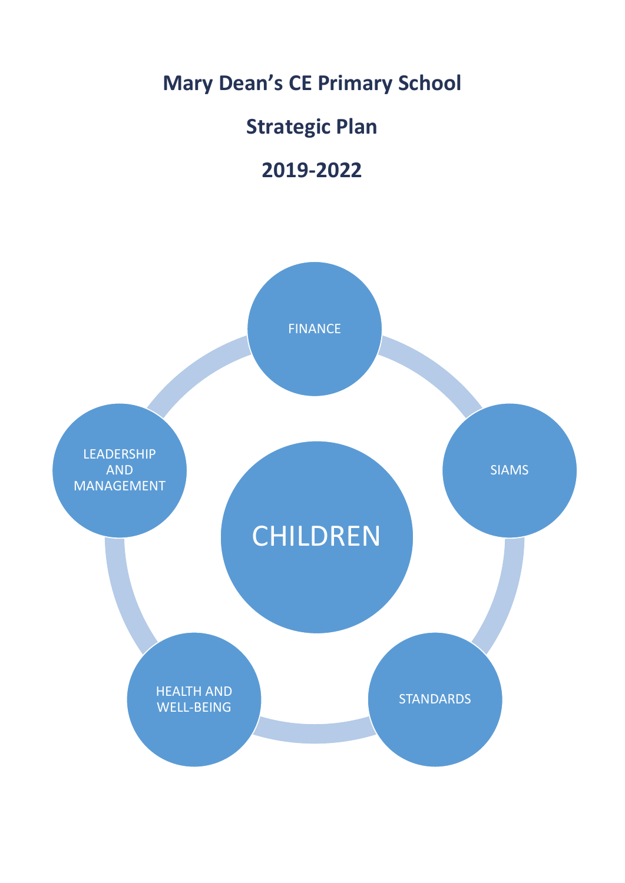# Mary Dean's CE Primary School

# Strategic Plan

# 2019-2022

FINANCE

LEADERSHIP AND MANAGEMENT

SIAMS

CHILDREN

HEALTH AND WELL-BEING

STANDARDS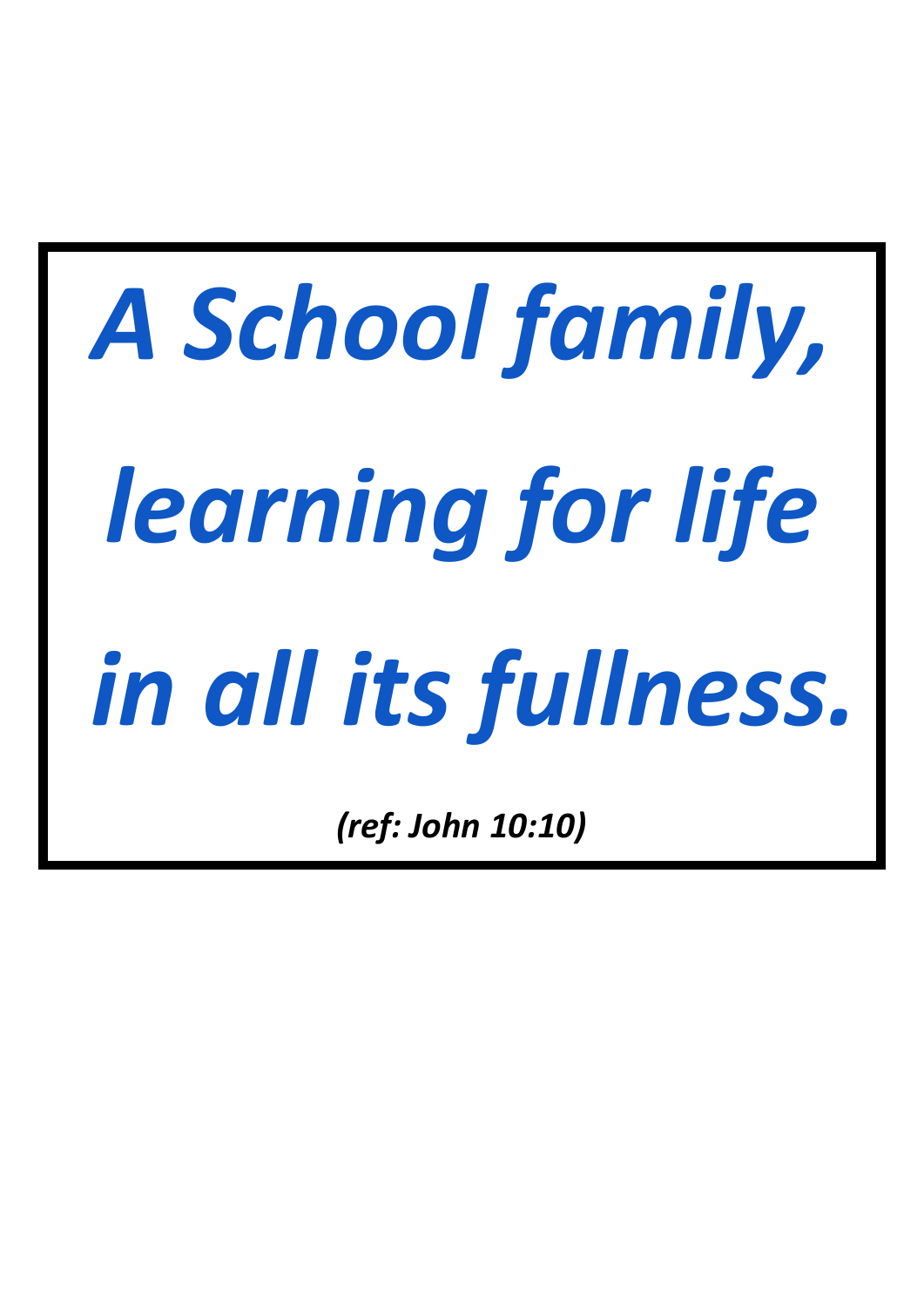***A School family,***

***learning for life***

***in all its fullness.***

***(ref: John 10:10)***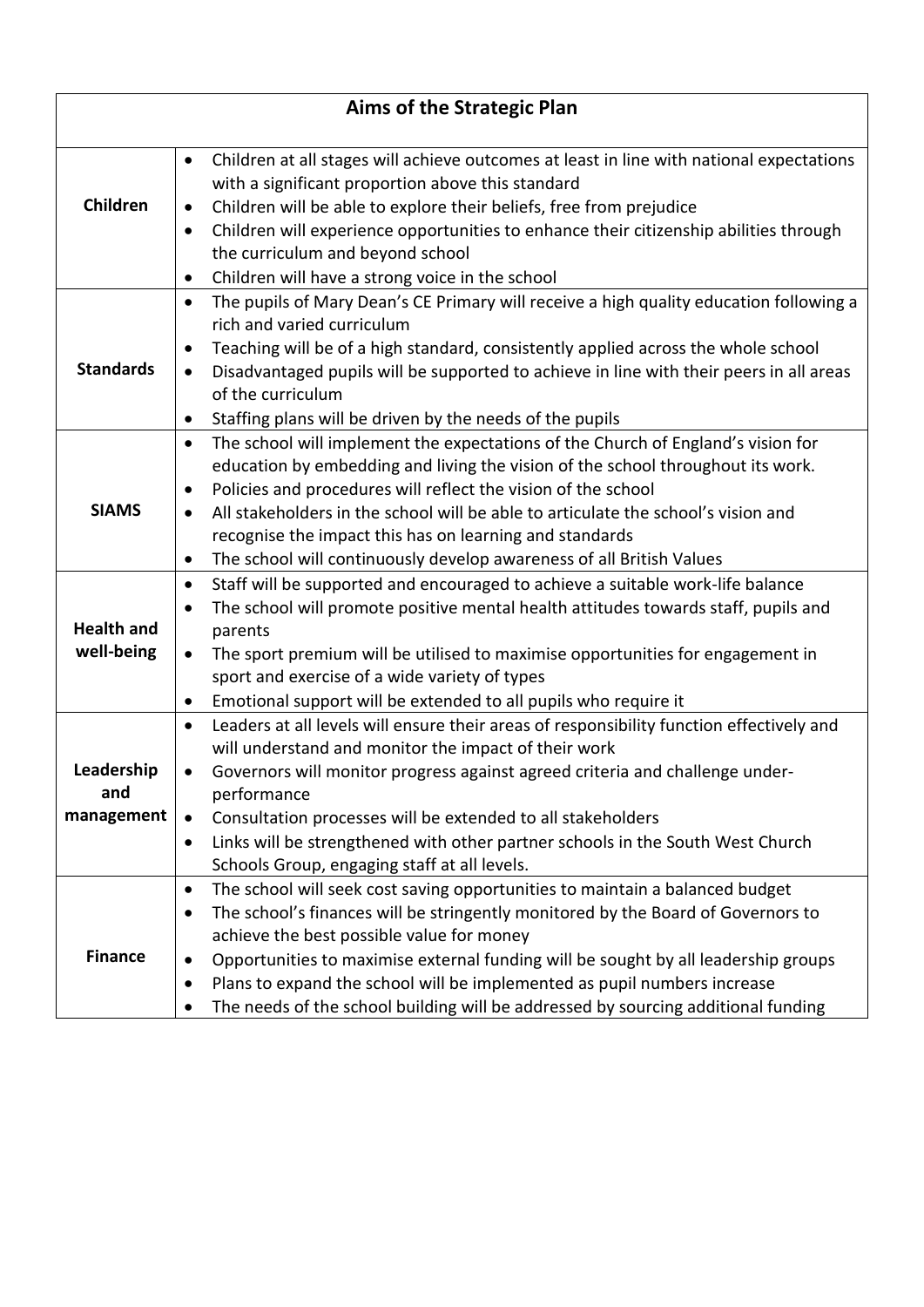| Aims of the Strategic Plan | |
|---|---|
| **Children** | • Children at all stages will achieve outcomes at least in line with national expectations with a significant proportion above this standard<br>• Children will be able to explore their beliefs, free from prejudice<br>• Children will experience opportunities to enhance their citizenship abilities through the curriculum and beyond school<br>• Children will have a strong voice in the school |
| **Standards** | • The pupils of Mary Dean's CE Primary will receive a high quality education following a rich and varied curriculum<br>• Teaching will be of a high standard, consistently applied across the whole school<br>• Disadvantaged pupils will be supported to achieve in line with their peers in all areas of the curriculum<br>• Staffing plans will be driven by the needs of the pupils |
| **SIAMS** | • The school will implement the expectations of the Church of England's vision for education by embedding and living the vision of the school throughout its work.<br>• Policies and procedures will reflect the vision of the school<br>• All stakeholders in the school will be able to articulate the school's vision and recognise the impact this has on learning and standards<br>• The school will continuously develop awareness of all British Values |
| **Health and well-being** | • Staff will be supported and encouraged to achieve a suitable work-life balance<br>• The school will promote positive mental health attitudes towards staff, pupils and parents<br>• The sport premium will be utilised to maximise opportunities for engagement in sport and exercise of a wide variety of types<br>• Emotional support will be extended to all pupils who require it |
| **Leadership and management** | • Leaders at all levels will ensure their areas of responsibility function effectively and will understand and monitor the impact of their work<br>• Governors will monitor progress against agreed criteria and challenge under-performance<br>• Consultation processes will be extended to all stakeholders<br>• Links will be strengthened with other partner schools in the South West Church Schools Group, engaging staff at all levels. |
| **Finance** | • The school will seek cost saving opportunities to maintain a balanced budget<br>• The school's finances will be stringently monitored by the Board of Governors to achieve the best possible value for money<br>• Opportunities to maximise external funding will be sought by all leadership groups<br>• Plans to expand the school will be implemented as pupil numbers increase<br>• The needs of the school building will be addressed by sourcing additional funding |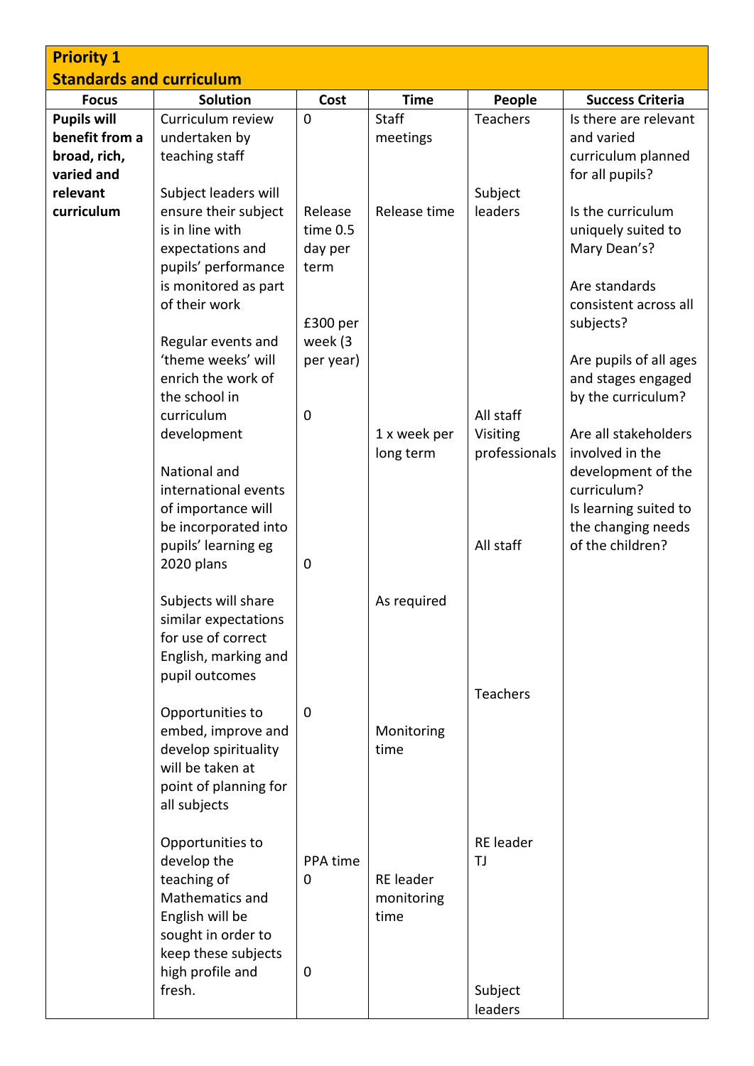| Priority 1<br>Standards and curriculum | | | | | |
|---|---|---|---|---|---|
| **Focus** | **Solution** | **Cost** | **Time** | **People** | **Success Criteria** |
| **Pupils will benefit from a broad, rich, varied and relevant curriculum** | Curriculum review undertaken by teaching staff<br><br>Subject leaders will ensure their subject is in line with expectations and pupils' performance is monitored as part of their work<br><br>Regular events and 'theme weeks' will enrich the work of the school in curriculum development<br><br>National and international events of importance will be incorporated into pupils' learning eg 2020 plans<br><br>Subjects will share similar expectations for use of correct English, marking and pupil outcomes<br><br>Opportunities to embed, improve and develop spirituality will be taken at point of planning for all subjects<br><br>Opportunities to develop the teaching of Mathematics and English will be sought in order to keep these subjects high profile and fresh. | 0<br><br>Release time 0.5 day per term<br><br>£300 per week (3 per year)<br><br>0<br><br>0<br><br>0<br><br>PPA time<br>0<br><br>0 | Staff meetings<br><br>Release time<br><br>1 x week per long term<br><br>As required<br><br>Monitoring time<br><br>RE leader monitoring time | Teachers<br><br>Subject leaders<br><br>All staff<br>Visiting professionals<br><br>All staff<br><br>Teachers<br><br>RE leader<br>TJ<br><br>Subject leaders | Is there are relevant and varied curriculum planned for all pupils?<br><br>Is the curriculum uniquely suited to Mary Dean's?<br><br>Are standards consistent across all subjects?<br><br>Are pupils of all ages and stages engaged by the curriculum?<br><br>Are all stakeholders involved in the development of the curriculum?<br>Is learning suited to the changing needs of the children? |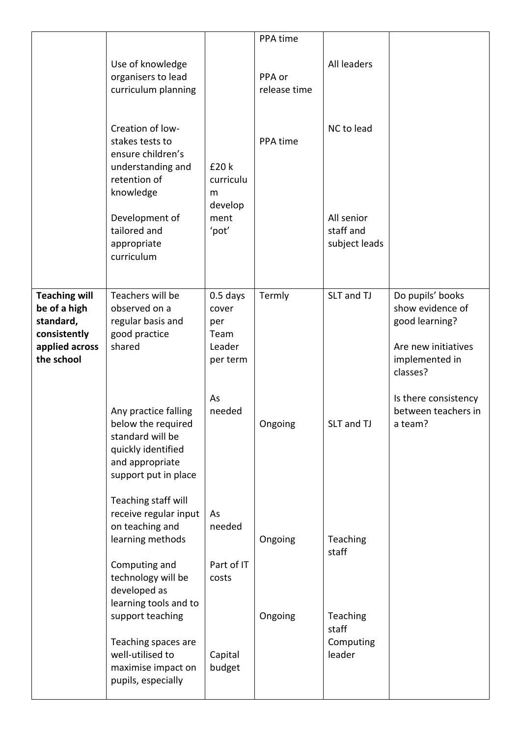| | | | | | |
|---|---|---|---|---|---|
| | Use of knowledge organisers to lead curriculum planning<br><br>Creation of low-stakes tests to ensure children's understanding and retention of knowledge<br><br>Development of tailored and appropriate curriculum | £20 k curriculum development 'pot' | PPA time<br><br>PPA or release time<br><br>PPA time | All leaders<br><br>NC to lead<br><br>All senior staff and subject leads | |
| **Teaching will be of a high standard, consistently applied across the school** | Teachers will be observed on a regular basis and good practice shared<br><br>Any practice falling below the required standard will be quickly identified and appropriate support put in place<br><br>Teaching staff will receive regular input on teaching and learning methods<br><br>Computing and technology will be developed as learning tools and to support teaching<br><br>Teaching spaces are well-utilised to maximise impact on pupils, especially | 0.5 days cover per Team Leader per term<br><br>As needed<br><br>As needed<br><br>Part of IT costs<br><br>Capital budget | Termly<br><br>Ongoing<br><br>Ongoing<br><br>Ongoing | SLT and TJ<br><br>SLT and TJ<br><br>Teaching staff<br><br>Teaching staff Computing leader | Do pupils' books show evidence of good learning?<br><br>Are new initiatives implemented in classes?<br><br>Is there consistency between teachers in a team? |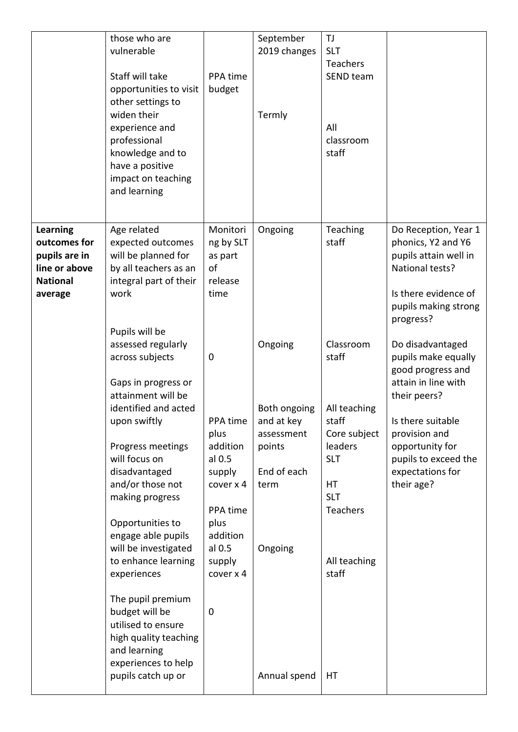| | | | | | |
|---|---|---|---|---|---|
| | those who are vulnerable | | September 2019 changes | TJ<br>SLT<br>Teachers<br>SEND team | |
| | Staff will take opportunities to visit other settings to widen their experience and professional knowledge and to have a positive impact on teaching and learning | PPA time budget | Termly | All classroom staff | |
| **Learning outcomes for pupils are in line or above National average** | Age related expected outcomes will be planned for by all teachers as an integral part of their work | Monitoring by SLT as part of release time | Ongoing | Teaching staff | Do Reception, Year 1 phonics, Y2 and Y6 pupils attain well in National tests?<br><br>Is there evidence of pupils making strong progress?<br><br>Do disadvantaged pupils make equally good progress and attain in line with their peers?<br><br>Is there suitable provision and opportunity for pupils to exceed the expectations for their age? |
| | Pupils will be assessed regularly across subjects | 0 | Ongoing | Classroom staff | |
| | Gaps in progress or attainment will be identified and acted upon swiftly | PPA time plus additional 0.5 supply cover x 4 | Both ongoing and at key assessment points | All teaching staff<br>Core subject leaders<br>SLT | |
| | Progress meetings will focus on disadvantaged and/or those not making progress | PPA time plus additional 0.5 supply cover x 4 | End of each term | HT<br>SLT<br>Teachers | |
| | Opportunities to engage able pupils will be investigated to enhance learning experiences | | Ongoing | All teaching staff | |
| | The pupil premium budget will be utilised to ensure high quality teaching and learning experiences to help pupils catch up or | 0 | Annual spend | HT | |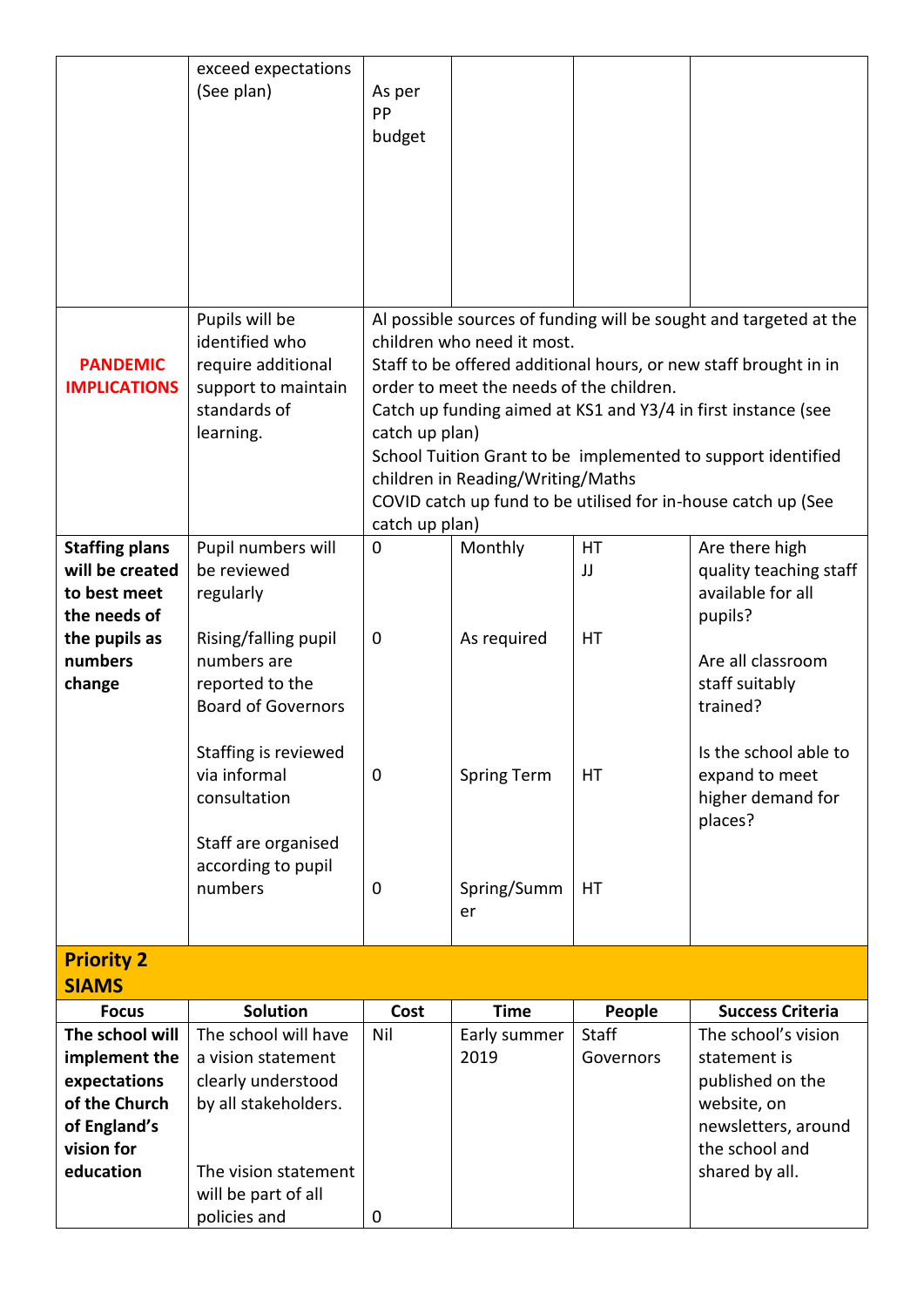| | | | | | |
|---|---|---|---|---|---|
| | exceed expectations (See plan) | As per PP budget | | | |
| **PANDEMIC IMPLICATIONS** | Pupils will be identified who require additional support to maintain standards of learning. | Al possible sources of funding will be sought and targeted at the children who need it most.<br>Staff to be offered additional hours, or new staff brought in in order to meet the needs of the children.<br>Catch up funding aimed at KS1 and Y3/4 in first instance (see catch up plan)<br>School Tuition Grant to be implemented to support identified children in Reading/Writing/Maths<br>COVID catch up fund to be utilised for in-house catch up (See catch up plan) | | | |
| **Staffing plans will be created to best meet the needs of the pupils as numbers change** | Pupil numbers will be reviewed regularly<br><br>Rising/falling pupil numbers are reported to the Board of Governors<br><br>Staffing is reviewed via informal consultation<br><br>Staff are organised according to pupil numbers | 0<br><br>0<br><br>0<br><br>0 | Monthly<br><br>As required<br><br>Spring Term<br><br>Spring/Summer | HT<br>JJ<br><br>HT<br><br>HT<br><br>HT | Are there high quality teaching staff available for all pupils?<br><br>Are all classroom staff suitably trained?<br><br>Is the school able to expand to meet higher demand for places? |

## Priority 2 SIAMS

| Focus | Solution | Cost | Time | People | Success Criteria |
|---|---|---|---|---|---|
| **The school will implement the expectations of the Church of England's vision for education** | The school will have a vision statement clearly understood by all stakeholders.<br><br>The vision statement will be part of all policies and | Nil<br><br>0 | Early summer 2019 | Staff<br>Governors | The school's vision statement is published on the website, on newsletters, around the school and shared by all. |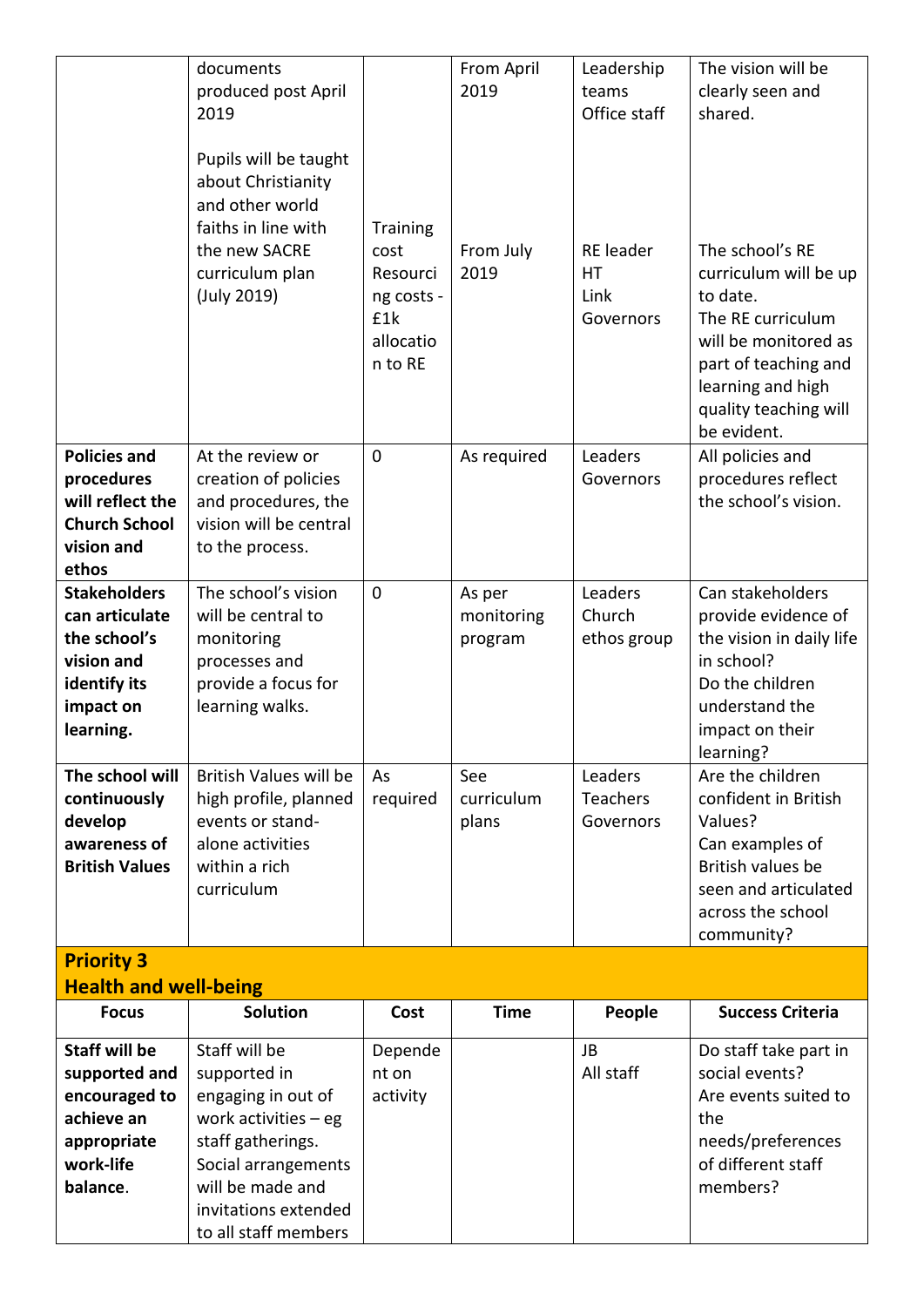| | | | | | |
|---|---|---|---|---|---|
| | documents produced post April 2019 | | From April 2019 | Leadership teams<br>Office staff | The vision will be clearly seen and shared. |
| | Pupils will be taught about Christianity and other world faiths in line with the new SACRE curriculum plan (July 2019) | Training cost<br>Resourcing costs - £1k allocation to RE | From July 2019 | RE leader<br>HT<br>Link Governors | The school's RE curriculum will be up to date.<br>The RE curriculum will be monitored as part of teaching and learning and high quality teaching will be evident. |
| **Policies and procedures will reflect the Church School vision and ethos** | At the review or creation of policies and procedures, the vision will be central to the process. | 0 | As required | Leaders<br>Governors | All policies and procedures reflect the school's vision. |
| **Stakeholders can articulate the school's vision and identify its impact on learning.** | The school's vision will be central to monitoring processes and provide a focus for learning walks. | 0 | As per monitoring program | Leaders<br>Church ethos group | Can stakeholders provide evidence of the vision in daily life in school?<br>Do the children understand the impact on their learning? |
| **The school will continuously develop awareness of British Values** | British Values will be high profile, planned events or stand-alone activities within a rich curriculum | As required | See curriculum plans | Leaders<br>Teachers<br>Governors | Are the children confident in British Values?<br>Can examples of British values be seen and articulated across the school community? |

**Priority 3**
**Health and well-being**

| Focus | Solution | Cost | Time | People | Success Criteria |
|---|---|---|---|---|---|
| **Staff will be supported and encouraged to achieve an appropriate work-life balance.** | Staff will be supported in engaging in out of work activities – eg staff gatherings.<br>Social arrangements will be made and invitations extended to all staff members | Dependent on activity | | JB<br>All staff | Do staff take part in social events?<br>Are events suited to the needs/preferences of different staff members? |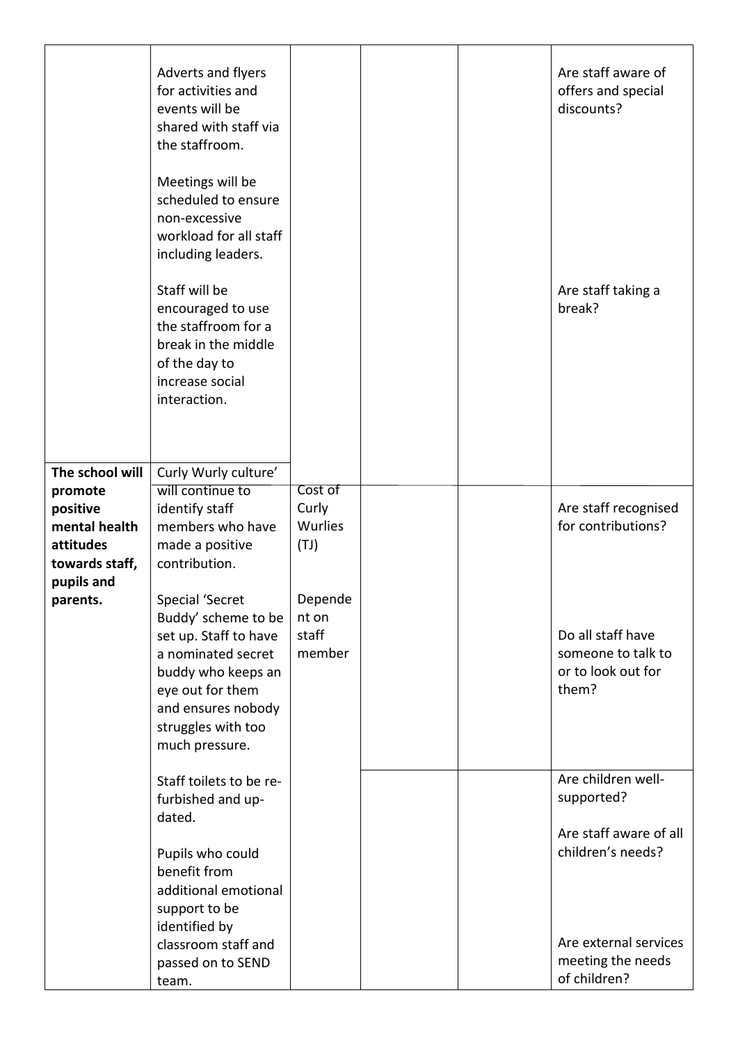| | | | | | |
|---|---|---|---|---|---|
| | Adverts and flyers for activities and events will be shared with staff via the staffroom.<br><br>Meetings will be scheduled to ensure non-excessive workload for all staff including leaders.<br><br>Staff will be encouraged to use the staffroom for a break in the middle of the day to increase social interaction. | | | | Are staff aware of offers and special discounts?<br><br>Are staff taking a break? |
| **The school will promote positive mental health attitudes towards staff, pupils and parents.** | Curly Wurly culture' will continue to identify staff members who have made a positive contribution.<br><br>Special 'Secret Buddy' scheme to be set up. Staff to have a nominated secret buddy who keeps an eye out for them and ensures nobody struggles with too much pressure. | Cost of Curly Wurlies (TJ)<br><br>Dependent on staff member | | | Are staff recognised for contributions?<br><br>Do all staff have someone to talk to or to look out for them? |
| | Staff toilets to be re-furbished and up-dated.<br><br>Pupils who could benefit from additional emotional support to be identified by classroom staff and passed on to SEND team. | | | | Are children well-supported?<br><br>Are staff aware of all children's needs?<br><br>Are external services meeting the needs of children? |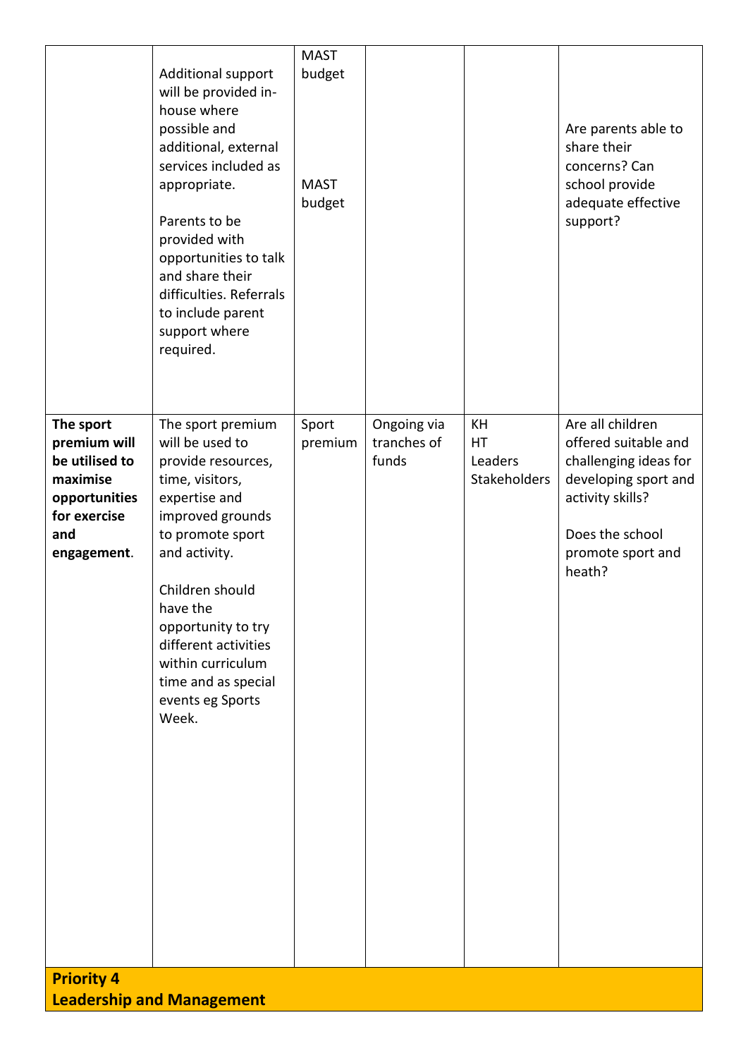| | | | | | |
|---|---|---|---|---|---|
| | Additional support will be provided in-house where possible and additional, external services included as appropriate.<br><br>Parents to be provided with opportunities to talk and share their difficulties. Referrals to include parent support where required. | MAST budget<br><br>MAST budget | | | Are parents able to share their concerns? Can school provide adequate effective support? |
| **The sport premium will be utilised to maximise opportunities for exercise and engagement**. | The sport premium will be used to provide resources, time, visitors, expertise and improved grounds to promote sport and activity.<br><br>Children should have the opportunity to try different activities within curriculum time and as special events eg Sports Week. | Sport premium | Ongoing via tranches of funds | KH<br>HT<br>Leaders<br>Stakeholders | Are all children offered suitable and challenging ideas for developing sport and activity skills?<br><br>Does the school promote sport and heath? |
| **Priority 4**<br>**Leadership and Management** | | | | | |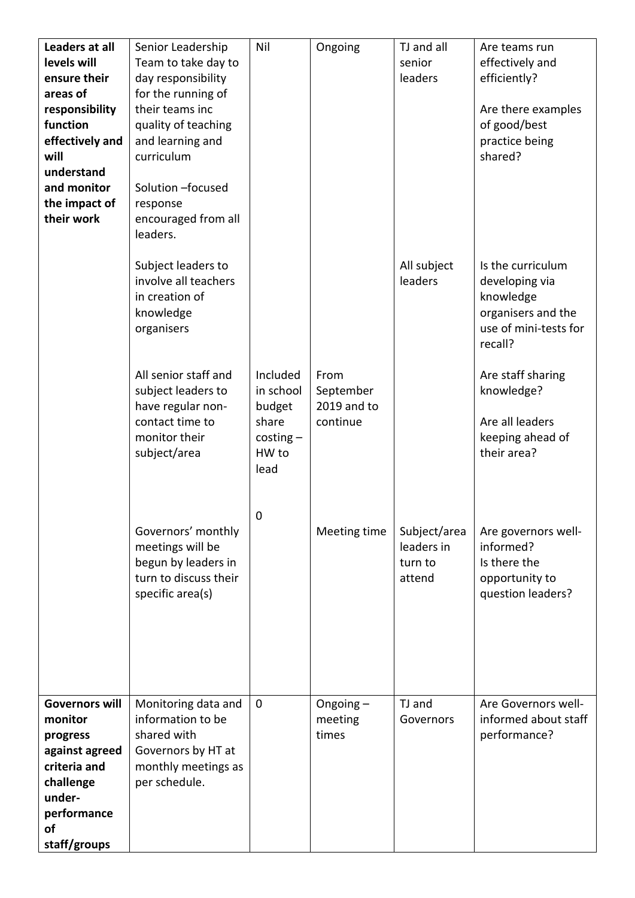| **Leaders at all levels will ensure their areas of responsibility function effectively and will understand and monitor the impact of their work** | Senior Leadership Team to take day to day responsibility for the running of their teams inc quality of teaching and learning and curriculum<br><br>Solution –focused response encouraged from all leaders. | Nil | Ongoing | TJ and all senior leaders | Are teams run effectively and efficiently?<br><br>Are there examples of good/best practice being shared? |
|---|---|---|---|---|---|
| | Subject leaders to involve all teachers in creation of knowledge organisers | | | All subject leaders | Is the curriculum developing via knowledge organisers and the use of mini-tests for recall? |
| | All senior staff and subject leaders to have regular non-contact time to monitor their subject/area | Included in school budget share costing – HW to lead | From September 2019 and to continue | | Are staff sharing knowledge?<br><br>Are all leaders keeping ahead of their area? |
| | Governors' monthly meetings will be begun by leaders in turn to discuss their specific area(s) | 0 | Meeting time | Subject/area leaders in turn to attend | Are governors well-informed?<br>Is there the opportunity to question leaders? |
| **Governors will monitor progress against agreed criteria and challenge under-performance of staff/groups** | Monitoring data and information to be shared with Governors by HT at monthly meetings as per schedule. | 0 | Ongoing – meeting times | TJ and Governors | Are Governors well-informed about staff performance? |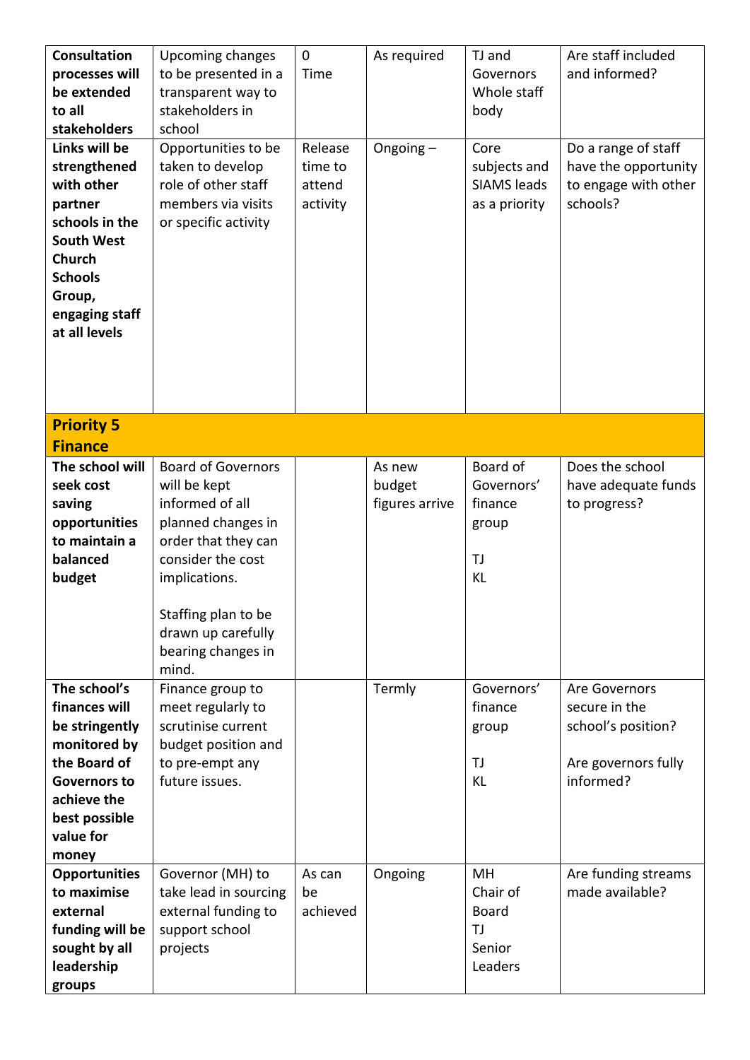| | | | | | |
|---|---|---|---|---|---|
| **Consultation processes will be extended to all stakeholders** | Upcoming changes to be presented in a transparent way to stakeholders in school | 0 Time | As required | TJ and Governors Whole staff body | Are staff included and informed? |
| **Links will be strengthened with other partner schools in the South West Church Schools Group, engaging staff at all levels** | Opportunities to be taken to develop role of other staff members via visits or specific activity | Release time to attend activity | Ongoing – | Core subjects and SIAMS leads as a priority | Do a range of staff have the opportunity to engage with other schools? |
| **Priority 5 Finance** | | | | | |
| **The school will seek cost saving opportunities to maintain a balanced budget** | Board of Governors will be kept informed of all planned changes in order that they can consider the cost implications.<br><br>Staffing plan to be drawn up carefully bearing changes in mind. | | As new budget figures arrive | Board of Governors' finance group<br><br>TJ<br>KL | Does the school have adequate funds to progress? |
| **The school's finances will be stringently monitored by the Board of Governors to achieve the best possible value for money** | Finance group to meet regularly to scrutinise current budget position and to pre-empt any future issues. | | Termly | Governors' finance group<br><br>TJ<br>KL | Are Governors secure in the school's position?<br><br>Are governors fully informed? |
| **Opportunities to maximise external funding will be sought by all leadership groups** | Governor (MH) to take lead in sourcing external funding to support school projects | As can be achieved | Ongoing | MH<br>Chair of Board<br>TJ<br>Senior Leaders | Are funding streams made available? |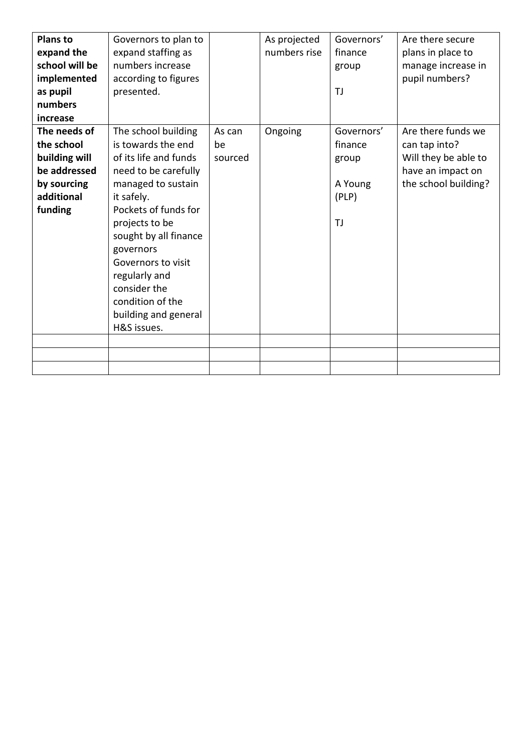| | | | | | |
|---|---|---|---|---|---|
| **Plans to expand the school will be implemented as pupil numbers increase** | Governors to plan to expand staffing as numbers increase according to figures presented. | | As projected numbers rise | Governors' finance group<br><br>TJ | Are there secure plans in place to manage increase in pupil numbers? |
| **The needs of the school building will be addressed by sourcing additional funding** | The school building is towards the end of its life and funds need to be carefully managed to sustain it safely.<br>Pockets of funds for projects to be sought by all finance governors<br>Governors to visit regularly and consider the condition of the building and general H&S issues. | As can be sourced | Ongoing | Governors' finance group<br><br>A Young (PLP)<br><br>TJ | Are there funds we can tap into?<br>Will they be able to have an impact on the school building? |
| | | | | | |
| | | | | | |
| | | | | | |